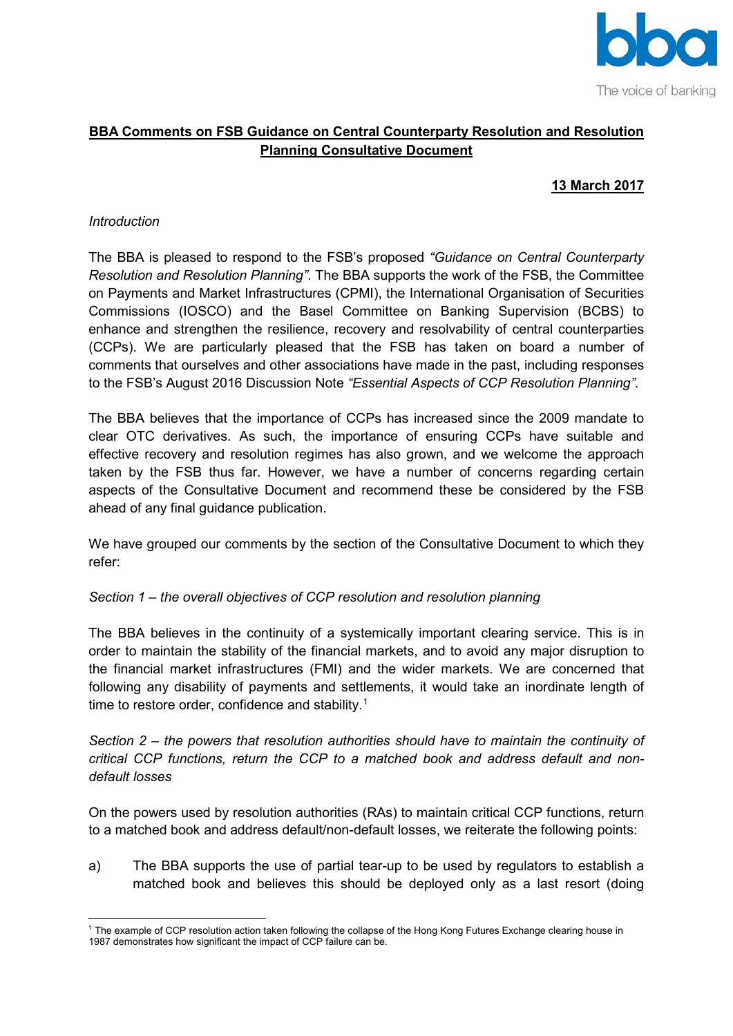**BBA Comments on FSB Guidance on Central Counterparty Resolution and Resolution Planning Consultative Document**

**13 March 2017**

*Introduction*

The BBA is pleased to respond to the FSB's proposed *"Guidance on Central Counterparty Resolution and Resolution Planning"*. The BBA supports the work of the FSB, the Committee on Payments and Market Infrastructures (CPMI), the International Organisation of Securities Commissions (IOSCO) and the Basel Committee on Banking Supervision (BCBS) to enhance and strengthen the resilience, recovery and resolvability of central counterparties (CCPs). We are particularly pleased that the FSB has taken on board a number of comments that ourselves and other associations have made in the past, including responses to the FSB's August 2016 Discussion Note *"Essential Aspects of CCP Resolution Planning"*.

The BBA believes that the importance of CCPs has increased since the 2009 mandate to clear OTC derivatives. As such, the importance of ensuring CCPs have suitable and effective recovery and resolution regimes has also grown, and we welcome the approach taken by the FSB thus far. However, we have a number of concerns regarding certain aspects of the Consultative Document and recommend these be considered by the FSB ahead of any final guidance publication.

We have grouped our comments by the section of the Consultative Document to which they refer:

*Section 1 – the overall objectives of CCP resolution and resolution planning*

The BBA believes in the continuity of a systemically important clearing service. This is in order to maintain the stability of the financial markets, and to avoid any major disruption to the financial market infrastructures (FMI) and the wider markets. We are concerned that following any disability of payments and settlements, it would take an inordinate length of time to restore order, confidence and stability.[1]

*Section 2 – the powers that resolution authorities should have to maintain the continuity of critical CCP functions, return the CCP to a matched book and address default and non-default losses*

On the powers used by resolution authorities (RAs) to maintain critical CCP functions, return to a matched book and address default/non-default losses, we reiterate the following points:

a) The BBA supports the use of partial tear-up to be used by regulators to establish a matched book and believes this should be deployed only as a last resort (doing

[1] The example of CCP resolution action taken following the collapse of the Hong Kong Futures Exchange clearing house in 1987 demonstrates how significant the impact of CCP failure can be.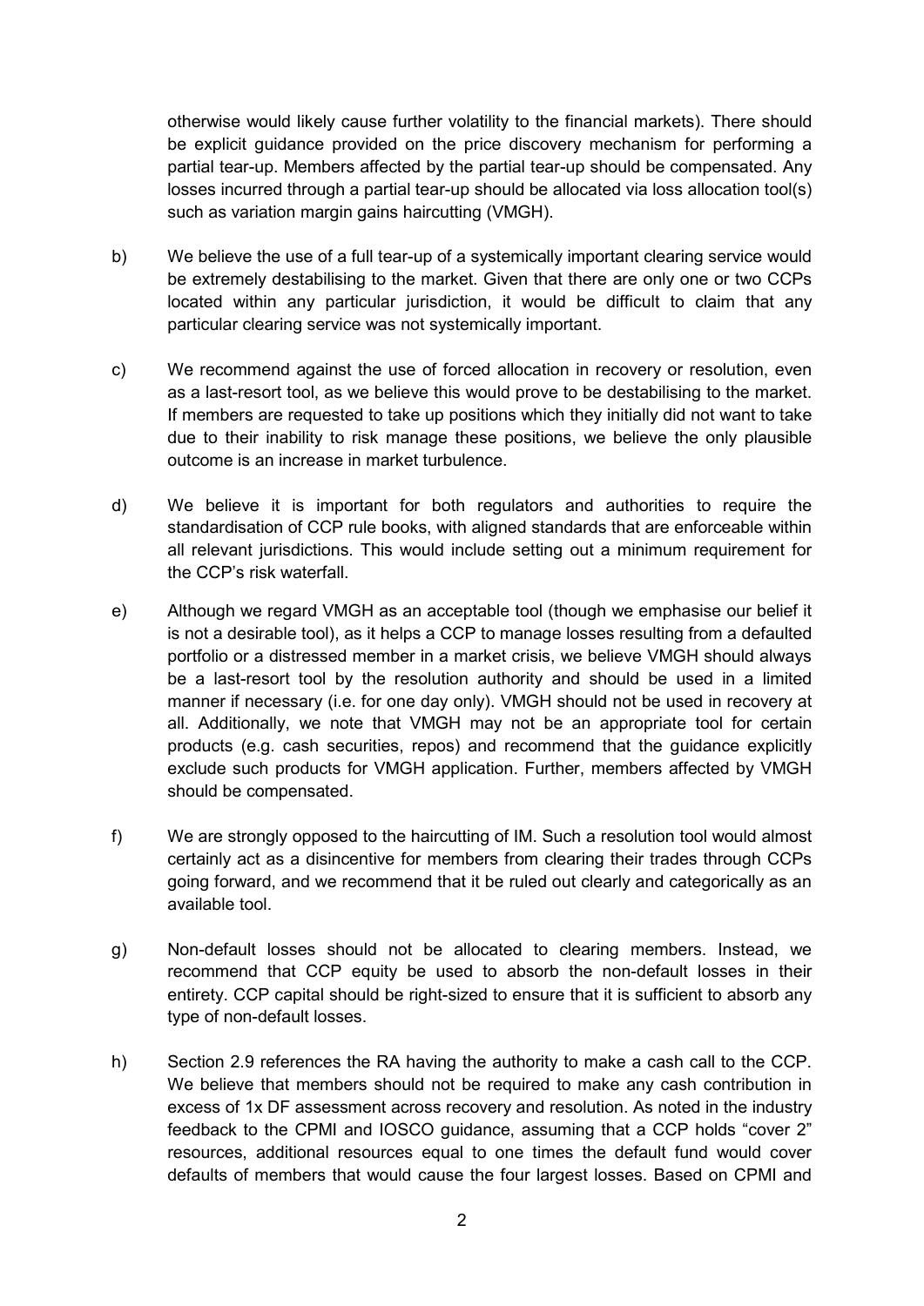otherwise would likely cause further volatility to the financial markets). There should be explicit guidance provided on the price discovery mechanism for performing a partial tear-up. Members affected by the partial tear-up should be compensated. Any losses incurred through a partial tear-up should be allocated via loss allocation tool(s) such as variation margin gains haircutting (VMGH).

b) We believe the use of a full tear-up of a systemically important clearing service would be extremely destabilising to the market. Given that there are only one or two CCPs located within any particular jurisdiction, it would be difficult to claim that any particular clearing service was not systemically important.

c) We recommend against the use of forced allocation in recovery or resolution, even as a last-resort tool, as we believe this would prove to be destabilising to the market. If members are requested to take up positions which they initially did not want to take due to their inability to risk manage these positions, we believe the only plausible outcome is an increase in market turbulence.

d) We believe it is important for both regulators and authorities to require the standardisation of CCP rule books, with aligned standards that are enforceable within all relevant jurisdictions. This would include setting out a minimum requirement for the CCP's risk waterfall.

e) Although we regard VMGH as an acceptable tool (though we emphasise our belief it is not a desirable tool), as it helps a CCP to manage losses resulting from a defaulted portfolio or a distressed member in a market crisis, we believe VMGH should always be a last-resort tool by the resolution authority and should be used in a limited manner if necessary (i.e. for one day only). VMGH should not be used in recovery at all. Additionally, we note that VMGH may not be an appropriate tool for certain products (e.g. cash securities, repos) and recommend that the guidance explicitly exclude such products for VMGH application. Further, members affected by VMGH should be compensated.

f) We are strongly opposed to the haircutting of IM. Such a resolution tool would almost certainly act as a disincentive for members from clearing their trades through CCPs going forward, and we recommend that it be ruled out clearly and categorically as an available tool.

g) Non-default losses should not be allocated to clearing members. Instead, we recommend that CCP equity be used to absorb the non-default losses in their entirety. CCP capital should be right-sized to ensure that it is sufficient to absorb any type of non-default losses.

h) Section 2.9 references the RA having the authority to make a cash call to the CCP. We believe that members should not be required to make any cash contribution in excess of 1x DF assessment across recovery and resolution. As noted in the industry feedback to the CPMI and IOSCO guidance, assuming that a CCP holds "cover 2" resources, additional resources equal to one times the default fund would cover defaults of members that would cause the four largest losses. Based on CPMI and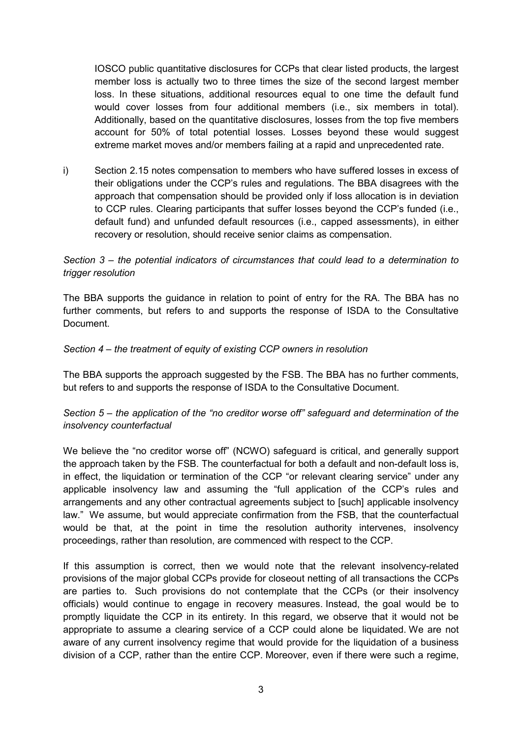IOSCO public quantitative disclosures for CCPs that clear listed products, the largest member loss is actually two to three times the size of the second largest member loss. In these situations, additional resources equal to one time the default fund would cover losses from four additional members (i.e., six members in total). Additionally, based on the quantitative disclosures, losses from the top five members account for 50% of total potential losses. Losses beyond these would suggest extreme market moves and/or members failing at a rapid and unprecedented rate.

i) Section 2.15 notes compensation to members who have suffered losses in excess of their obligations under the CCP's rules and regulations. The BBA disagrees with the approach that compensation should be provided only if loss allocation is in deviation to CCP rules. Clearing participants that suffer losses beyond the CCP's funded (i.e., default fund) and unfunded default resources (i.e., capped assessments), in either recovery or resolution, should receive senior claims as compensation.

*Section 3 – the potential indicators of circumstances that could lead to a determination to trigger resolution*

The BBA supports the guidance in relation to point of entry for the RA. The BBA has no further comments, but refers to and supports the response of ISDA to the Consultative Document.

*Section 4 – the treatment of equity of existing CCP owners in resolution*

The BBA supports the approach suggested by the FSB. The BBA has no further comments, but refers to and supports the response of ISDA to the Consultative Document.

*Section 5 – the application of the "no creditor worse off" safeguard and determination of the insolvency counterfactual*

We believe the "no creditor worse off" (NCWO) safeguard is critical, and generally support the approach taken by the FSB. The counterfactual for both a default and non-default loss is, in effect, the liquidation or termination of the CCP "or relevant clearing service" under any applicable insolvency law and assuming the "full application of the CCP's rules and arrangements and any other contractual agreements subject to [such] applicable insolvency law." We assume, but would appreciate confirmation from the FSB, that the counterfactual would be that, at the point in time the resolution authority intervenes, insolvency proceedings, rather than resolution, are commenced with respect to the CCP.

If this assumption is correct, then we would note that the relevant insolvency-related provisions of the major global CCPs provide for closeout netting of all transactions the CCPs are parties to. Such provisions do not contemplate that the CCPs (or their insolvency officials) would continue to engage in recovery measures. Instead, the goal would be to promptly liquidate the CCP in its entirety. In this regard, we observe that it would not be appropriate to assume a clearing service of a CCP could alone be liquidated. We are not aware of any current insolvency regime that would provide for the liquidation of a business division of a CCP, rather than the entire CCP. Moreover, even if there were such a regime,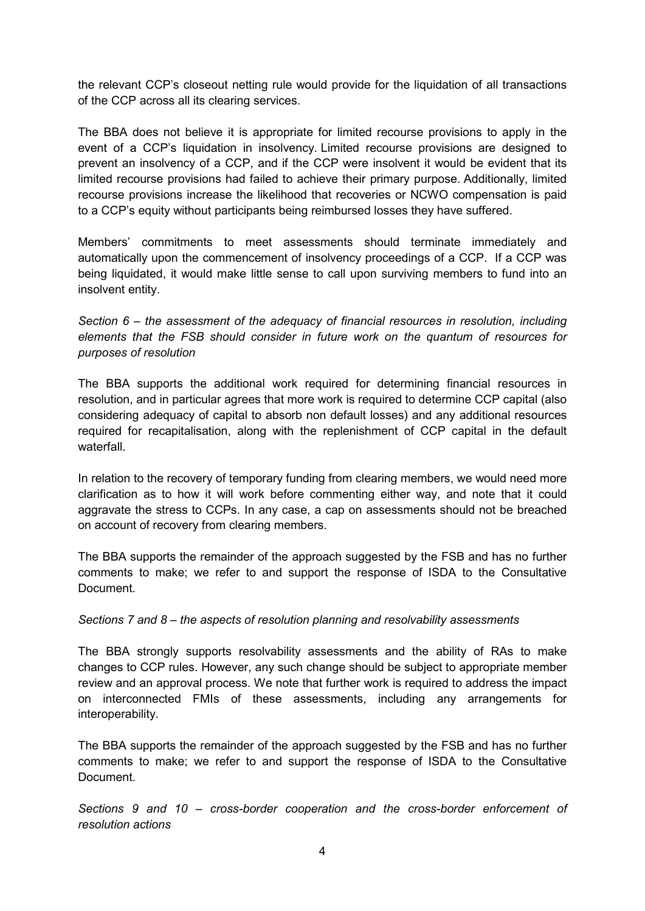the relevant CCP's closeout netting rule would provide for the liquidation of all transactions of the CCP across all its clearing services.

The BBA does not believe it is appropriate for limited recourse provisions to apply in the event of a CCP's liquidation in insolvency. Limited recourse provisions are designed to prevent an insolvency of a CCP, and if the CCP were insolvent it would be evident that its limited recourse provisions had failed to achieve their primary purpose. Additionally, limited recourse provisions increase the likelihood that recoveries or NCWO compensation is paid to a CCP's equity without participants being reimbursed losses they have suffered.

Members' commitments to meet assessments should terminate immediately and automatically upon the commencement of insolvency proceedings of a CCP. If a CCP was being liquidated, it would make little sense to call upon surviving members to fund into an insolvent entity.

*Section 6 – the assessment of the adequacy of financial resources in resolution, including elements that the FSB should consider in future work on the quantum of resources for purposes of resolution*

The BBA supports the additional work required for determining financial resources in resolution, and in particular agrees that more work is required to determine CCP capital (also considering adequacy of capital to absorb non default losses) and any additional resources required for recapitalisation, along with the replenishment of CCP capital in the default waterfall.

In relation to the recovery of temporary funding from clearing members, we would need more clarification as to how it will work before commenting either way, and note that it could aggravate the stress to CCPs. In any case, a cap on assessments should not be breached on account of recovery from clearing members.

The BBA supports the remainder of the approach suggested by the FSB and has no further comments to make; we refer to and support the response of ISDA to the Consultative Document.

*Sections 7 and 8 – the aspects of resolution planning and resolvability assessments*

The BBA strongly supports resolvability assessments and the ability of RAs to make changes to CCP rules. However, any such change should be subject to appropriate member review and an approval process. We note that further work is required to address the impact on interconnected FMIs of these assessments, including any arrangements for interoperability.

The BBA supports the remainder of the approach suggested by the FSB and has no further comments to make; we refer to and support the response of ISDA to the Consultative Document.

*Sections 9 and 10 – cross-border cooperation and the cross-border enforcement of resolution actions*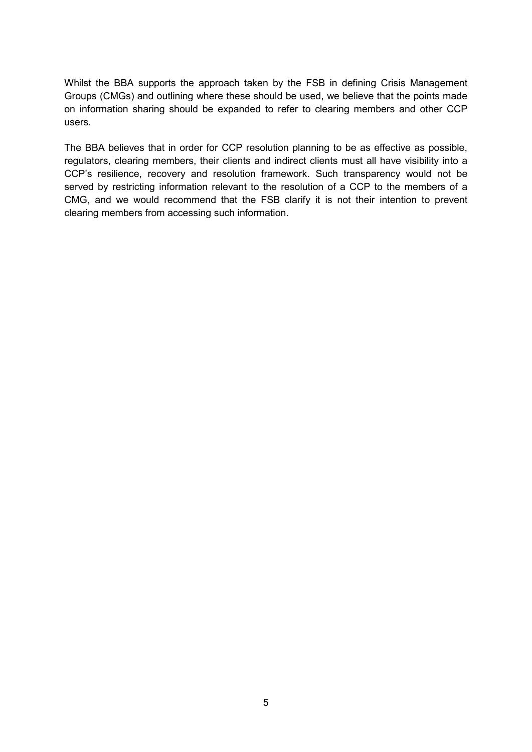Whilst the BBA supports the approach taken by the FSB in defining Crisis Management Groups (CMGs) and outlining where these should be used, we believe that the points made on information sharing should be expanded to refer to clearing members and other CCP users.

The BBA believes that in order for CCP resolution planning to be as effective as possible, regulators, clearing members, their clients and indirect clients must all have visibility into a CCP's resilience, recovery and resolution framework. Such transparency would not be served by restricting information relevant to the resolution of a CCP to the members of a CMG, and we would recommend that the FSB clarify it is not their intention to prevent clearing members from accessing such information.